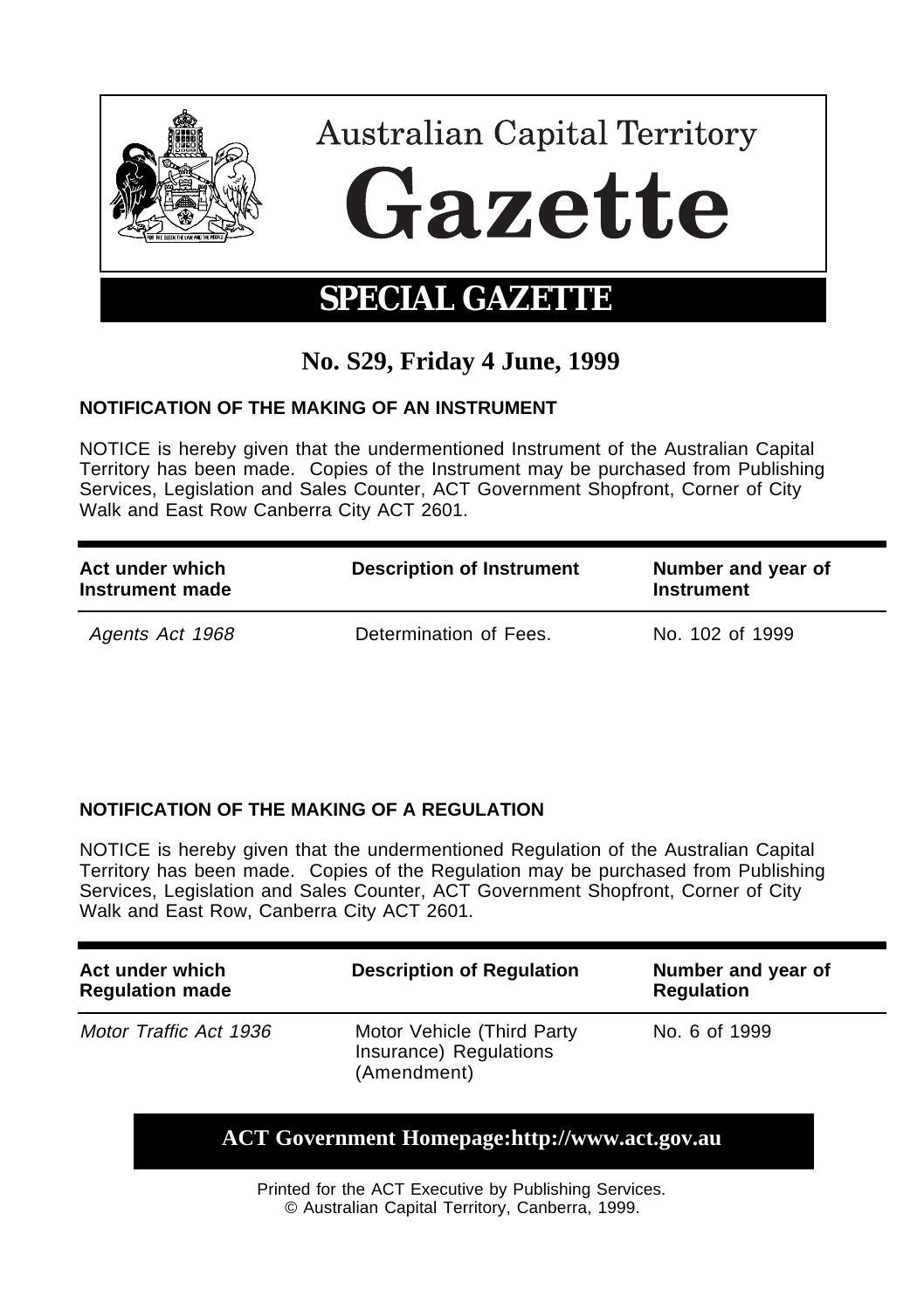# Australian Capital Territory Gazette

## SPECIAL GAZETTE

### No. S29, Friday 4 June, 1999

**NOTIFICATION OF THE MAKING OF AN INSTRUMENT**

NOTICE is hereby given that the undermentioned Instrument of the Australian Capital Territory has been made. Copies of the Instrument may be purchased from Publishing Services, Legislation and Sales Counter, ACT Government Shopfront, Corner of City Walk and East Row Canberra City ACT 2601.

| Act under which Instrument made | Description of Instrument | Number and year of Instrument |
|---|---|---|
| *Agents Act 1968* | Determination of Fees. | No. 102 of 1999 |

**NOTIFICATION OF THE MAKING OF A REGULATION**

NOTICE is hereby given that the undermentioned Regulation of the Australian Capital Territory has been made. Copies of the Regulation may be purchased from Publishing Services, Legislation and Sales Counter, ACT Government Shopfront, Corner of City Walk and East Row, Canberra City ACT 2601.

| Act under which Regulation made | Description of Regulation | Number and year of Regulation |
|---|---|---|
| *Motor Traffic Act 1936* | Motor Vehicle (Third Party Insurance) Regulations (Amendment) | No. 6 of 1999 |

**ACT Government Homepage:http://www.act.gov.au**

Printed for the ACT Executive by Publishing Services.
© Australian Capital Territory, Canberra, 1999.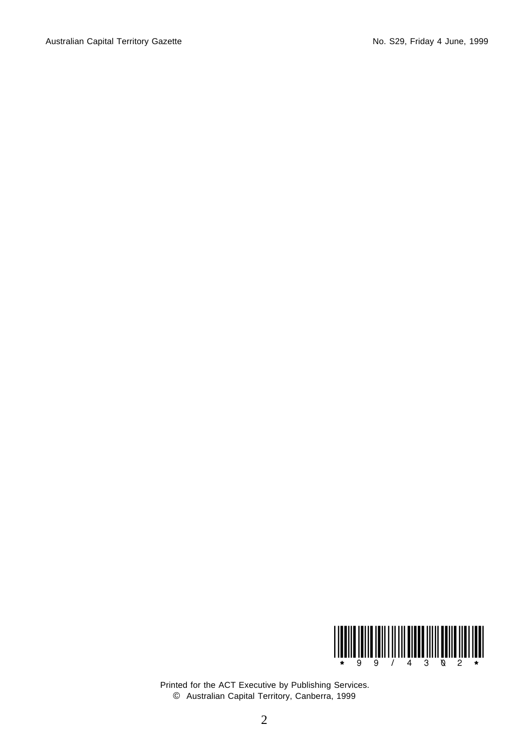*99/43002*

Printed for the ACT Executive by Publishing Services.
© Australian Capital Territory, Canberra, 1999